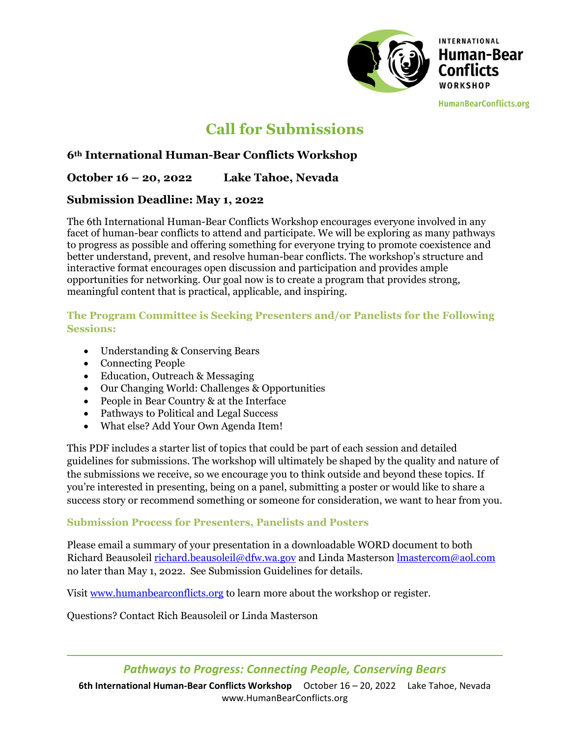INTERNATIONAL **Human-Bear Conflicts** WORKSHOP

HumanBearConflicts.org

# Call for Submissions

### 6th International Human-Bear Conflicts Workshop

### October 16 – 20, 2022 Lake Tahoe, Nevada

### Submission Deadline: May 1, 2022

The 6th International Human-Bear Conflicts Workshop encourages everyone involved in any facet of human-bear conflicts to attend and participate. We will be exploring as many pathways to progress as possible and offering something for everyone trying to promote coexistence and better understand, prevent, and resolve human-bear conflicts. The workshop's structure and interactive format encourages open discussion and participation and provides ample opportunities for networking. Our goal now is to create a program that provides strong, meaningful content that is practical, applicable, and inspiring.

#### The Program Committee is Seeking Presenters and/or Panelists for the Following Sessions:

- Understanding & Conserving Bears
- Connecting People
- Education, Outreach & Messaging
- Our Changing World: Challenges & Opportunities
- People in Bear Country & at the Interface
- Pathways to Political and Legal Success
- What else? Add Your Own Agenda Item!

This PDF includes a starter list of topics that could be part of each session and detailed guidelines for submissions. The workshop will ultimately be shaped by the quality and nature of the submissions we receive, so we encourage you to think outside and beyond these topics. If you're interested in presenting, being on a panel, submitting a poster or would like to share a success story or recommend something or someone for consideration, we want to hear from you.

#### Submission Process for Presenters, Panelists and Posters

Please email a summary of your presentation in a downloadable WORD document to both Richard Beausoleil richard.beausoleil@dfw.wa.gov and Linda Masterson lmastercom@aol.com no later than May 1, 2022. See Submission Guidelines for details.

Visit www.humanbearconflicts.org to learn more about the workshop or register.

Questions? Contact Rich Beausoleil or Linda Masterson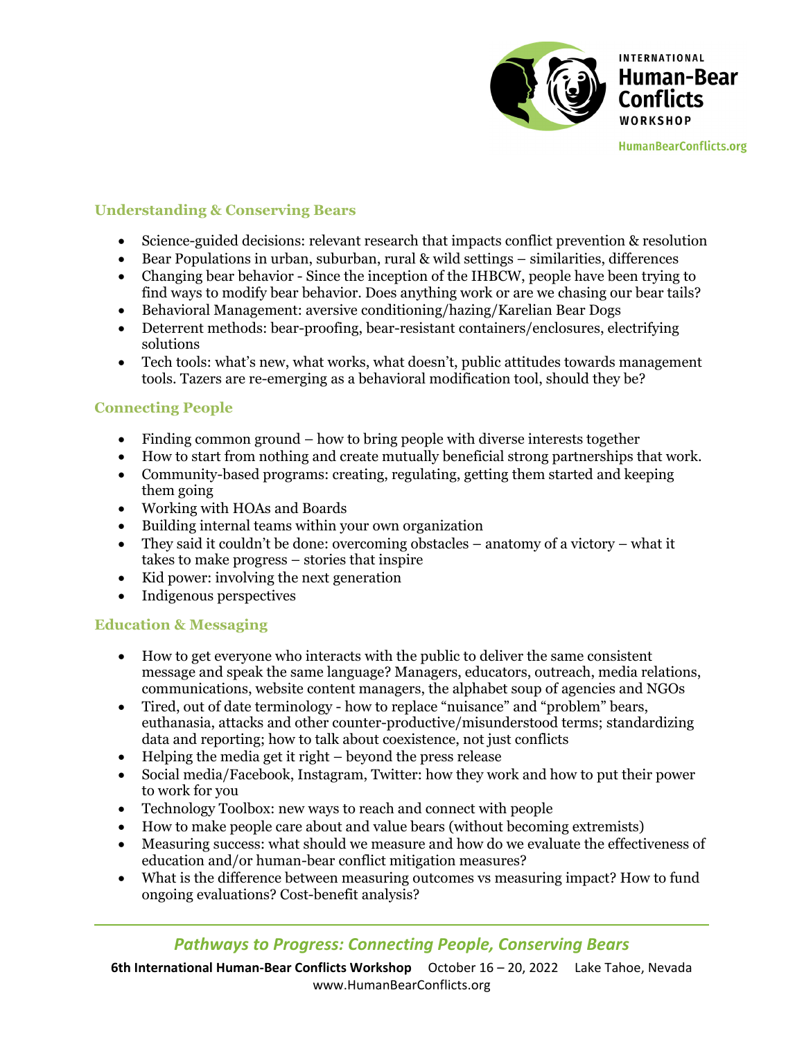## Understanding & Conserving Bears

- Science-guided decisions: relevant research that impacts conflict prevention & resolution
- Bear Populations in urban, suburban, rural & wild settings – similarities, differences
- Changing bear behavior - Since the inception of the IHBCW, people have been trying to find ways to modify bear behavior. Does anything work or are we chasing our bear tails?
- Behavioral Management: aversive conditioning/hazing/Karelian Bear Dogs
- Deterrent methods: bear-proofing, bear-resistant containers/enclosures, electrifying solutions
- Tech tools: what's new, what works, what doesn't, public attitudes towards management tools. Tazers are re-emerging as a behavioral modification tool, should they be?

## Connecting People

- Finding common ground – how to bring people with diverse interests together
- How to start from nothing and create mutually beneficial strong partnerships that work.
- Community-based programs: creating, regulating, getting them started and keeping them going
- Working with HOAs and Boards
- Building internal teams within your own organization
- They said it couldn't be done: overcoming obstacles – anatomy of a victory – what it takes to make progress – stories that inspire
- Kid power: involving the next generation
- Indigenous perspectives

## Education & Messaging

- How to get everyone who interacts with the public to deliver the same consistent message and speak the same language? Managers, educators, outreach, media relations, communications, website content managers, the alphabet soup of agencies and NGOs
- Tired, out of date terminology - how to replace "nuisance" and "problem" bears, euthanasia, attacks and other counter-productive/misunderstood terms; standardizing data and reporting; how to talk about coexistence, not just conflicts
- Helping the media get it right – beyond the press release
- Social media/Facebook, Instagram, Twitter: how they work and how to put their power to work for you
- Technology Toolbox: new ways to reach and connect with people
- How to make people care about and value bears (without becoming extremists)
- Measuring success: what should we measure and how do we evaluate the effectiveness of education and/or human-bear conflict mitigation measures?
- What is the difference between measuring outcomes vs measuring impact? How to fund ongoing evaluations? Cost-benefit analysis?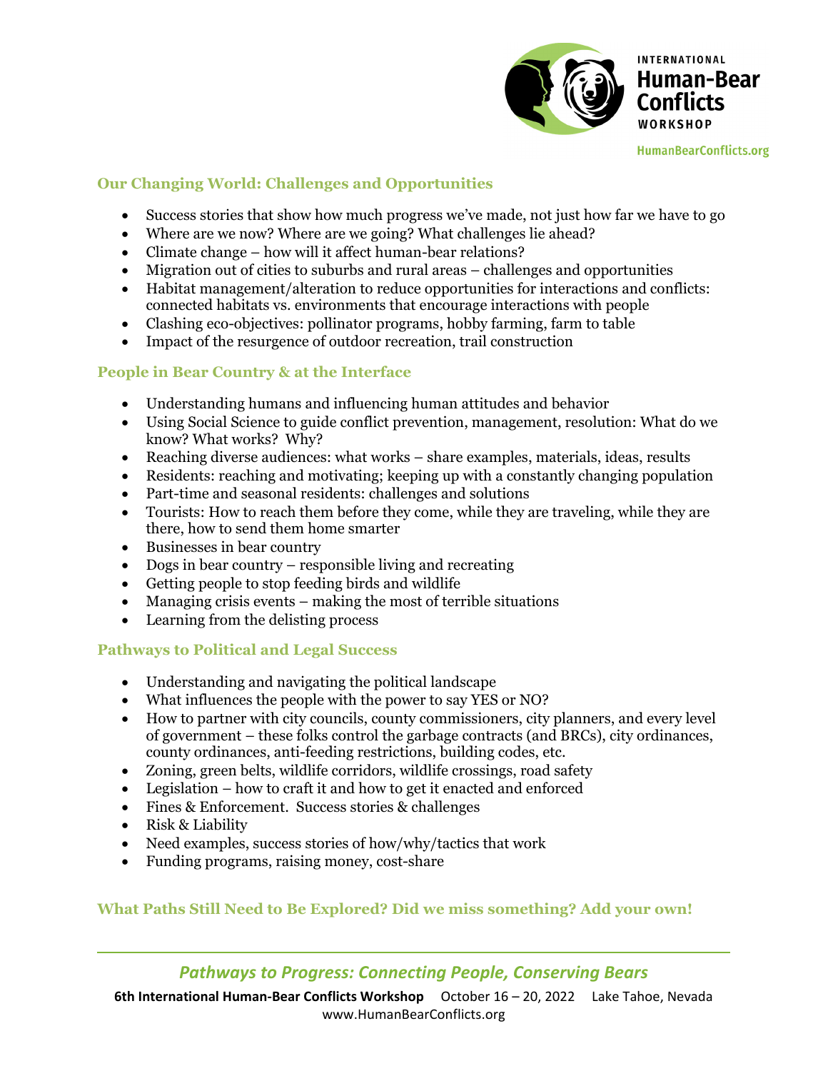## Our Changing World: Challenges and Opportunities

- Success stories that show how much progress we've made, not just how far we have to go
- Where are we now? Where are we going? What challenges lie ahead?
- Climate change – how will it affect human-bear relations?
- Migration out of cities to suburbs and rural areas – challenges and opportunities
- Habitat management/alteration to reduce opportunities for interactions and conflicts: connected habitats vs. environments that encourage interactions with people
- Clashing eco-objectives: pollinator programs, hobby farming, farm to table
- Impact of the resurgence of outdoor recreation, trail construction

## People in Bear Country & at the Interface

- Understanding humans and influencing human attitudes and behavior
- Using Social Science to guide conflict prevention, management, resolution: What do we know? What works? Why?
- Reaching diverse audiences: what works – share examples, materials, ideas, results
- Residents: reaching and motivating; keeping up with a constantly changing population
- Part-time and seasonal residents: challenges and solutions
- Tourists: How to reach them before they come, while they are traveling, while they are there, how to send them home smarter
- Businesses in bear country
- Dogs in bear country – responsible living and recreating
- Getting people to stop feeding birds and wildlife
- Managing crisis events – making the most of terrible situations
- Learning from the delisting process

## Pathways to Political and Legal Success

- Understanding and navigating the political landscape
- What influences the people with the power to say YES or NO?
- How to partner with city councils, county commissioners, city planners, and every level of government – these folks control the garbage contracts (and BRCs), city ordinances, county ordinances, anti-feeding restrictions, building codes, etc.
- Zoning, green belts, wildlife corridors, wildlife crossings, road safety
- Legislation – how to craft it and how to get it enacted and enforced
- Fines & Enforcement. Success stories & challenges
- Risk & Liability
- Need examples, success stories of how/why/tactics that work
- Funding programs, raising money, cost-share

## What Paths Still Need to Be Explored? Did we miss something? Add your own!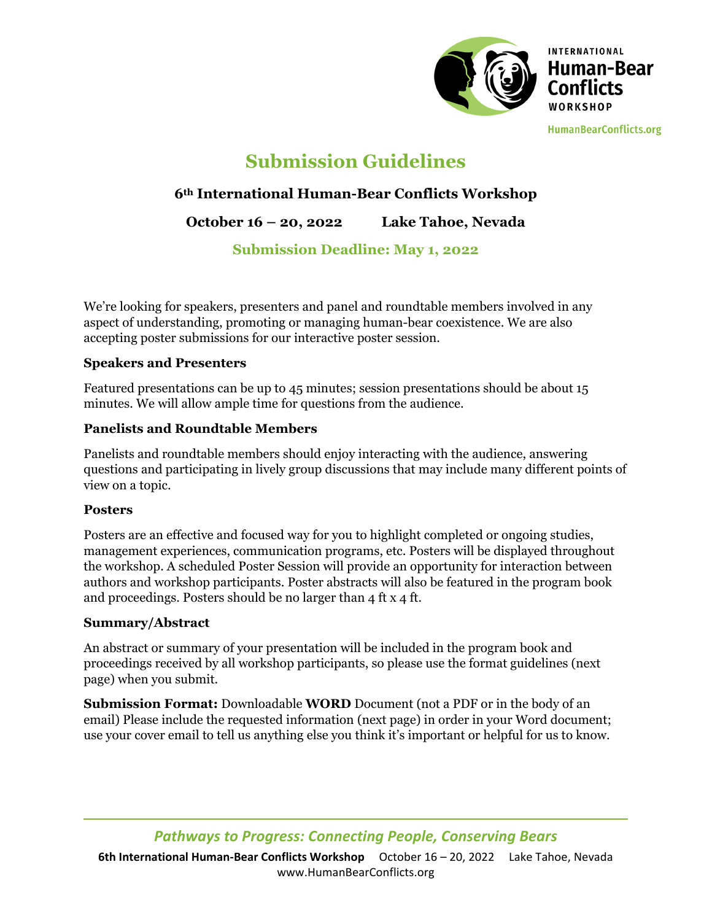# Submission Guidelines

### 6th International Human-Bear Conflicts Workshop

**October 16 – 20, 2022    Lake Tahoe, Nevada**

**Submission Deadline: May 1, 2022**

We're looking for speakers, presenters and panel and roundtable members involved in any aspect of understanding, promoting or managing human-bear coexistence. We are also accepting poster submissions for our interactive poster session.

**Speakers and Presenters**

Featured presentations can be up to 45 minutes; session presentations should be about 15 minutes. We will allow ample time for questions from the audience.

**Panelists and Roundtable Members**

Panelists and roundtable members should enjoy interacting with the audience, answering questions and participating in lively group discussions that may include many different points of view on a topic.

**Posters**

Posters are an effective and focused way for you to highlight completed or ongoing studies, management experiences, communication programs, etc. Posters will be displayed throughout the workshop. A scheduled Poster Session will provide an opportunity for interaction between authors and workshop participants. Poster abstracts will also be featured in the program book and proceedings. Posters should be no larger than 4 ft x 4 ft.

**Summary/Abstract**

An abstract or summary of your presentation will be included in the program book and proceedings received by all workshop participants, so please use the format guidelines (next page) when you submit.

**Submission Format:** Downloadable **WORD** Document (not a PDF or in the body of an email) Please include the requested information (next page) in order in your Word document; use your cover email to tell us anything else you think it's important or helpful for us to know.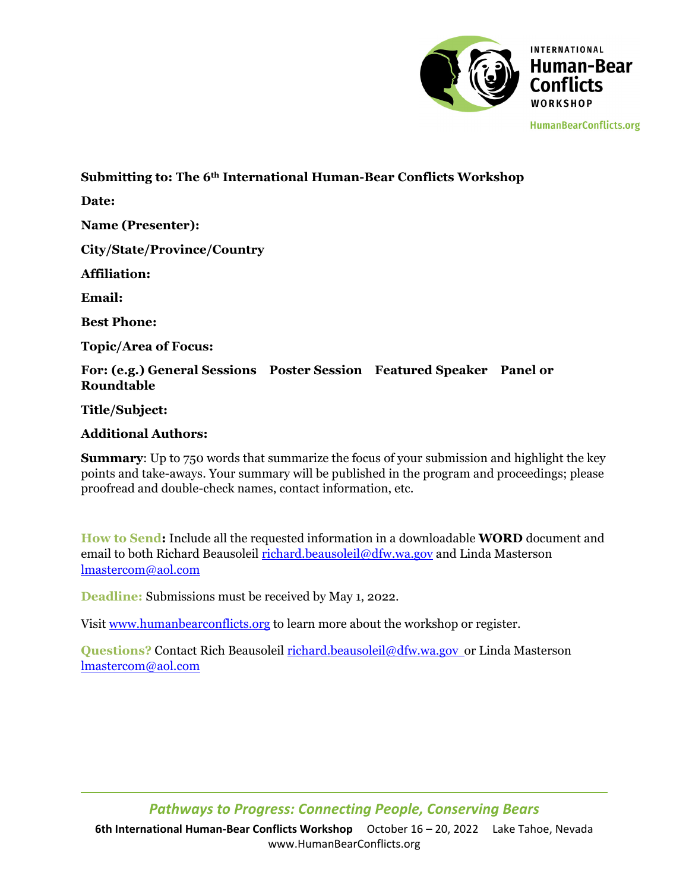INTERNATIONAL
**Human-Bear Conflicts**
WORKSHOP

HumanBearConflicts.org

**Submitting to: The 6th International Human-Bear Conflicts Workshop**

**Date:**

**Name (Presenter):**

**City/State/Province/Country**

**Affiliation:**

**Email:**

**Best Phone:**

**Topic/Area of Focus:**

**For: (e.g.) General Sessions Poster Session Featured Speaker Panel or Roundtable**

**Title/Subject:**

**Additional Authors:**

**Summary**: Up to 750 words that summarize the focus of your submission and highlight the key points and take-aways. Your summary will be published in the program and proceedings; please proofread and double-check names, contact information, etc.

**How to Send:** Include all the requested information in a downloadable **WORD** document and email to both Richard Beausoleil richard.beausoleil@dfw.wa.gov and Linda Masterson lmastercom@aol.com

**Deadline:** Submissions must be received by May 1, 2022.

Visit www.humanbearconflicts.org to learn more about the workshop or register.

**Questions?** Contact Rich Beausoleil richard.beausoleil@dfw.wa.gov or Linda Masterson lmastercom@aol.com

*Pathways to Progress: Connecting People, Conserving Bears*

**6th International Human-Bear Conflicts Workshop** October 16 – 20, 2022 Lake Tahoe, Nevada
www.HumanBearConflicts.org